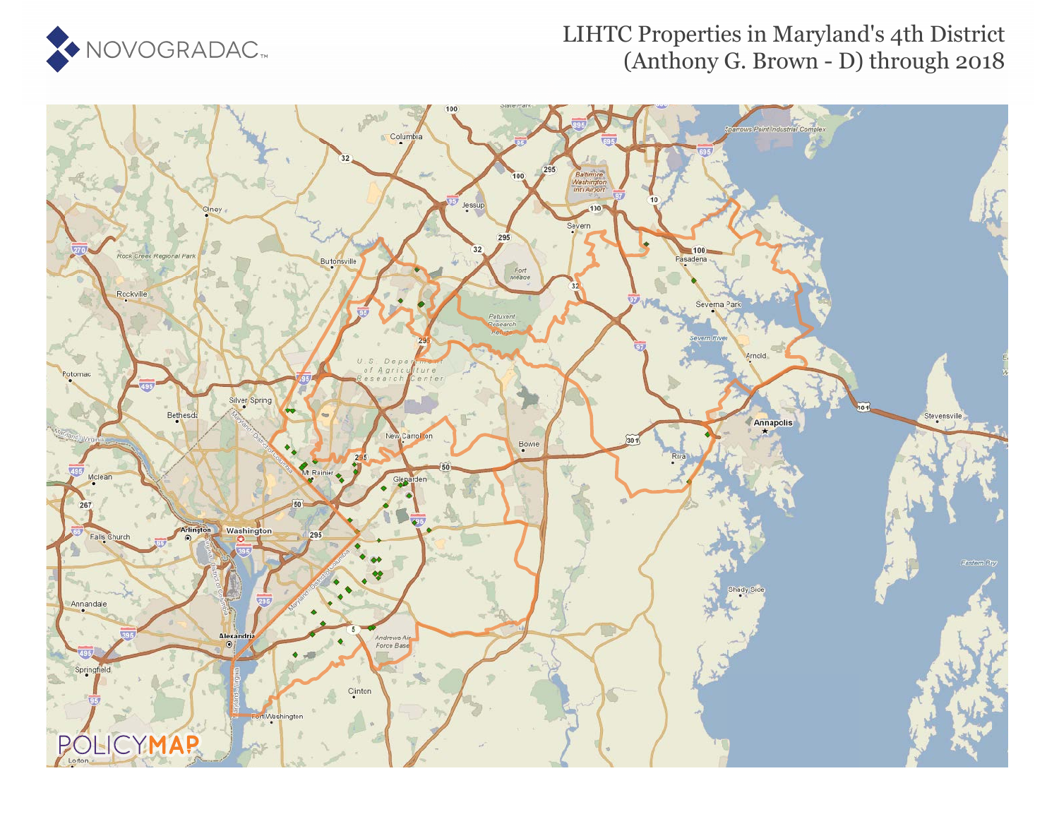# LIHTC Properties in Maryland's 4th District (Anthony G. Brown - D) through 2018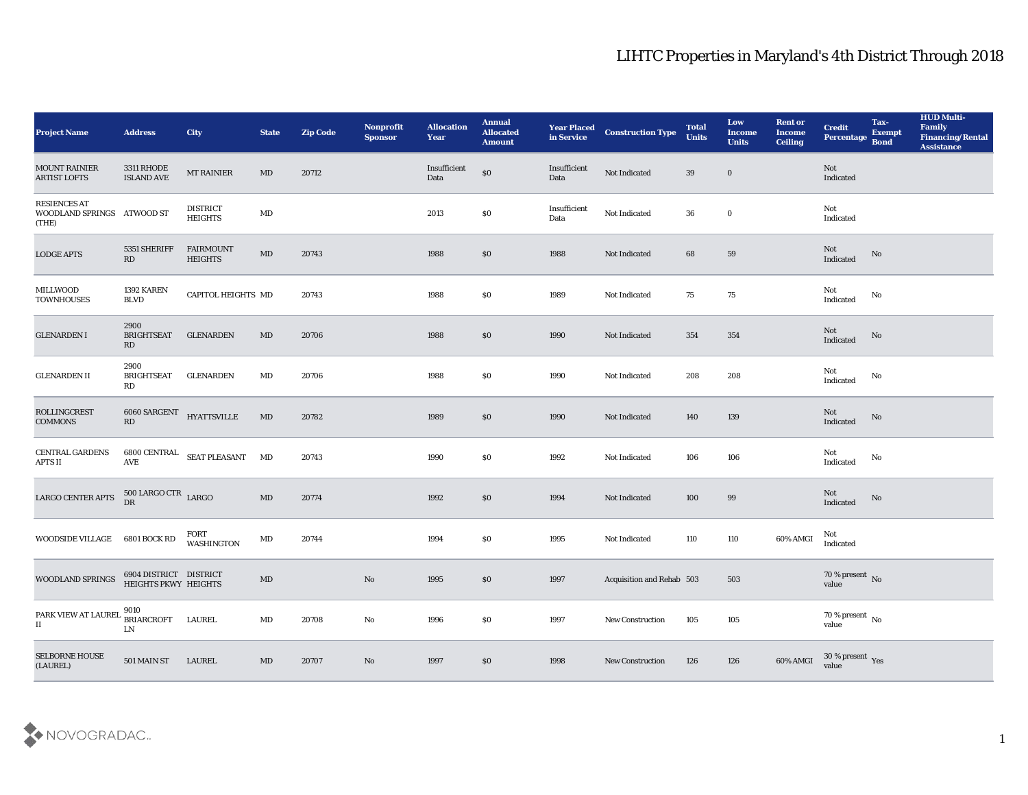# LIHTC Properties in Maryland's 4th District Through 2018

| Project Name | Address | City | State | Zip Code | Nonprofit Sponsor | Allocation Year | Annual Allocated Amount | Year Placed in Service | Construction Type | Total Units | Low Income Units | Rent or Income Ceiling | Credit Percentage | Tax-Exempt Bond | HUD Multi-Family Financing/Rental Assistance |
|---|---|---|---|---|---|---|---|---|---|---|---|---|---|---|---|
| MOUNT RAINIER ARTIST LOFTS | 3311 RHODE ISLAND AVE | MT RAINIER | MD | 20712 | | Insufficient Data | $0 | Insufficient Data | Not Indicated | 39 | 0 | | Not Indicated | | |
| RESIENCES AT WOODLAND SPRINGS (THE) | ATWOOD ST | DISTRICT HEIGHTS | MD | | | 2013 | $0 | Insufficient Data | Not Indicated | 36 | 0 | | Not Indicated | | |
| LODGE APTS | 5351 SHERIFF RD | FAIRMOUNT HEIGHTS | MD | 20743 | | 1988 | $0 | 1988 | Not Indicated | 68 | 59 | | Not Indicated | No | |
| MILLWOOD TOWNHOUSES | 1392 KAREN BLVD | CAPITOL HEIGHTS | MD | 20743 | | 1988 | $0 | 1989 | Not Indicated | 75 | 75 | | Not Indicated | No | |
| GLENARDEN I | 2900 BRIGHTSEAT RD | GLENARDEN | MD | 20706 | | 1988 | $0 | 1990 | Not Indicated | 354 | 354 | | Not Indicated | No | |
| GLENARDEN II | 2900 BRIGHTSEAT RD | GLENARDEN | MD | 20706 | | 1988 | $0 | 1990 | Not Indicated | 208 | 208 | | Not Indicated | No | |
| ROLLINGCREST COMMONS | 6060 SARGENT RD | HYATTSVILLE | MD | 20782 | | 1989 | $0 | 1990 | Not Indicated | 140 | 139 | | Not Indicated | No | |
| CENTRAL GARDENS APTS II | 6800 CENTRAL AVE | SEAT PLEASANT | MD | 20743 | | 1990 | $0 | 1992 | Not Indicated | 106 | 106 | | Not Indicated | No | |
| LARGO CENTER APTS | 500 LARGO CTR DR | LARGO | MD | 20774 | | 1992 | $0 | 1994 | Not Indicated | 100 | 99 | | Not Indicated | No | |
| WOODSIDE VILLAGE | 6801 BOCK RD | FORT WASHINGTON | MD | 20744 | | 1994 | $0 | 1995 | Not Indicated | 110 | 110 | 60% AMGI | Not Indicated | | |
| WOODLAND SPRINGS | 6904 DISTRICT HEIGHTS PKWY | DISTRICT HEIGHTS | MD | | No | 1995 | $0 | 1997 | Acquisition and Rehab | 503 | 503 | | 70 % present value | No | |
| PARK VIEW AT LAUREL II | 9010 BRIARCROFT LN | LAUREL | MD | 20708 | No | 1996 | $0 | 1997 | New Construction | 105 | 105 | | 70 % present value | No | |
| SELBORNE HOUSE (LAUREL) | 501 MAIN ST | LAUREL | MD | 20707 | No | 1997 | $0 | 1998 | New Construction | 126 | 126 | 60% AMGI | 30 % present value | Yes | |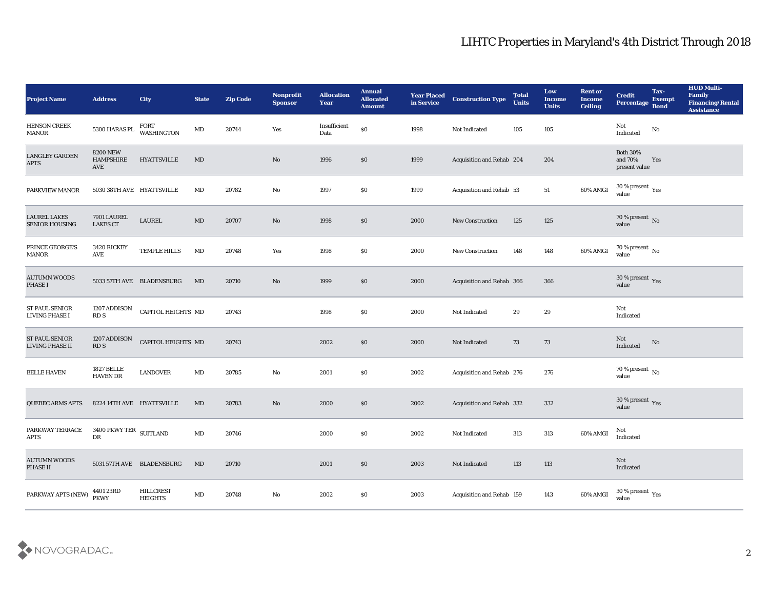# LIHTC Properties in Maryland's 4th District Through 2018

| Project Name | Address | City | State | Zip Code | Nonprofit Sponsor | Allocation Year | Annual Allocated Amount | Year Placed in Service | Construction Type | Total Units | Low Income Units | Rent or Income Ceiling | Credit Percentage | Tax-Exempt Bond | HUD Multi-Family Financing/Rental Assistance |
|---|---|---|---|---|---|---|---|---|---|---|---|---|---|---|---|
| HENSON CREEK MANOR | 5300 HARAS PL | FORT WASHINGTON | MD | 20744 | Yes | Insufficient Data | $0 | 1998 | Not Indicated | 105 | 105 | | Not Indicated | No | |
| LANGLEY GARDEN APTS | 8200 NEW HAMPSHIRE AVE | HYATTSVILLE | MD | | No | 1996 | $0 | 1999 | Acquisition and Rehab | 204 | 204 | | Both 30% and 70% present value | Yes | |
| PARKVIEW MANOR | 5030 38TH AVE | HYATTSVILLE | MD | 20782 | No | 1997 | $0 | 1999 | Acquisition and Rehab | 53 | 51 | 60% AMGI | 30 % present value | Yes | |
| LAUREL LAKES SENIOR HOUSING | 7901 LAUREL LAKES CT | LAUREL | MD | 20707 | No | 1998 | $0 | 2000 | New Construction | 125 | 125 | | 70 % present value | No | |
| PRINCE GEORGE'S MANOR | 3420 RICKEY AVE | TEMPLE HILLS | MD | 20748 | Yes | 1998 | $0 | 2000 | New Construction | 148 | 148 | 60% AMGI | 70 % present value | No | |
| AUTUMN WOODS PHASE I | 5033 57TH AVE | BLADENSBURG | MD | 20710 | No | 1999 | $0 | 2000 | Acquisition and Rehab | 366 | 366 | | 30 % present value | Yes | |
| ST PAUL SENIOR LIVING PHASE I | 1207 ADDISON RD S | CAPITOL HEIGHTS | MD | 20743 | | 1998 | $0 | 2000 | Not Indicated | 29 | 29 | | Not Indicated | | |
| ST PAUL SENIOR LIVING PHASE II | 1207 ADDISON RD S | CAPITOL HEIGHTS | MD | 20743 | | 2002 | $0 | 2000 | Not Indicated | 73 | 73 | | Not Indicated | No | |
| BELLE HAVEN | 1827 BELLE HAVEN DR | LANDOVER | MD | 20785 | No | 2001 | $0 | 2002 | Acquisition and Rehab | 276 | 276 | | 70 % present value | No | |
| QUEBEC ARMS APTS | 8224 14TH AVE | HYATTSVILLE | MD | 20783 | No | 2000 | $0 | 2002 | Acquisition and Rehab | 332 | 332 | | 30 % present value | Yes | |
| PARKWAY TERRACE APTS | 3400 PKWY TER DR | SUITLAND | MD | 20746 | | 2000 | $0 | 2002 | Not Indicated | 313 | 313 | 60% AMGI | Not Indicated | | |
| AUTUMN WOODS PHASE II | 5031 57TH AVE | BLADENSBURG | MD | 20710 | | 2001 | $0 | 2003 | Not Indicated | 113 | 113 | | Not Indicated | | |
| PARKWAY APTS (NEW) | 4401 23RD PKWY | HILLCREST HEIGHTS | MD | 20748 | No | 2002 | $0 | 2003 | Acquisition and Rehab | 159 | 143 | 60% AMGI | 30 % present value | Yes | |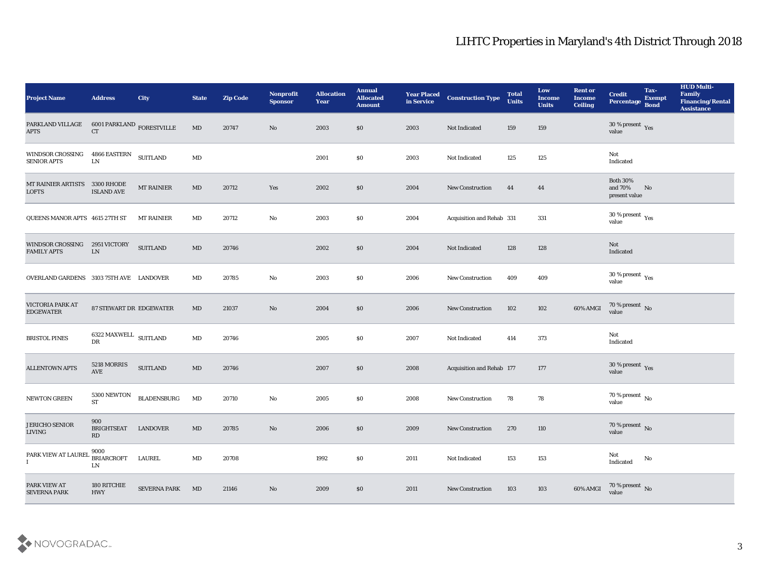## LIHTC Properties in Maryland's 4th District Through 2018

| Project Name | Address | City | State | Zip Code | Nonprofit Sponsor | Allocation Year | Annual Allocated Amount | Year Placed in Service | Construction Type | Total Units | Low Income Units | Rent or Income Ceiling | Credit Percentage | Tax-Exempt Bond | HUD Multi-Family Financing/Rental Assistance |
|---|---|---|---|---|---|---|---|---|---|---|---|---|---|---|---|
| PARKLAND VILLAGE APTS | 6001 PARKLAND CT | FORESTVILLE | MD | 20747 | No | 2003 | $0 | 2003 | Not Indicated | 159 | 159 | | 30 % present value | Yes | |
| WINDSOR CROSSING SENIOR APTS | 4866 EASTERN LN | SUITLAND | MD | | | 2001 | $0 | 2003 | Not Indicated | 125 | 125 | | Not Indicated | | |
| MT RAINIER ARTISTS LOFTS | 3300 RHODE ISLAND AVE | MT RAINIER | MD | 20712 | Yes | 2002 | $0 | 2004 | New Construction | 44 | 44 | | Both 30% and 70% present value | No | |
| QUEENS MANOR APTS | 4615 27TH ST | MT RAINIER | MD | 20712 | No | 2003 | $0 | 2004 | Acquisition and Rehab | 331 | 331 | | 30 % present value | Yes | |
| WINDSOR CROSSING FAMILY APTS | 2951 VICTORY LN | SUITLAND | MD | 20746 | | 2002 | $0 | 2004 | Not Indicated | 128 | 128 | | Not Indicated | | |
| OVERLAND GARDENS | 3103 75TH AVE | LANDOVER | MD | 20785 | No | 2003 | $0 | 2006 | New Construction | 409 | 409 | | 30 % present value | Yes | |
| VICTORIA PARK AT EDGEWATER | 87 STEWART DR | EDGEWATER | MD | 21037 | No | 2004 | $0 | 2006 | New Construction | 102 | 102 | 60% AMGI | 70 % present value | No | |
| BRISTOL PINES | 6322 MAXWELL DR | SUITLAND | MD | 20746 | | 2005 | $0 | 2007 | Not Indicated | 414 | 373 | | Not Indicated | | |
| ALLENTOWN APTS | 5218 MORRIS AVE | SUITLAND | MD | 20746 | | 2007 | $0 | 2008 | Acquisition and Rehab | 177 | 177 | | 30 % present value | Yes | |
| NEWTON GREEN | 5300 NEWTON ST | BLADENSBURG | MD | 20710 | No | 2005 | $0 | 2008 | New Construction | 78 | 78 | | 70 % present value | No | |
| JERICHO SENIOR LIVING | 900 BRIGHTSEAT RD | LANDOVER | MD | 20785 | No | 2006 | $0 | 2009 | New Construction | 270 | 110 | | 70 % present value | No | |
| PARK VIEW AT LAUREL I | 9000 BRIARCROFT LN | LAUREL | MD | 20708 | | 1992 | $0 | 2011 | Not Indicated | 153 | 153 | | Not Indicated | No | |
| PARK VIEW AT SEVERNA PARK | 180 RITCHIE HWY | SEVERNA PARK | MD | 21146 | No | 2009 | $0 | 2011 | New Construction | 103 | 103 | 60% AMGI | 70 % present value | No | |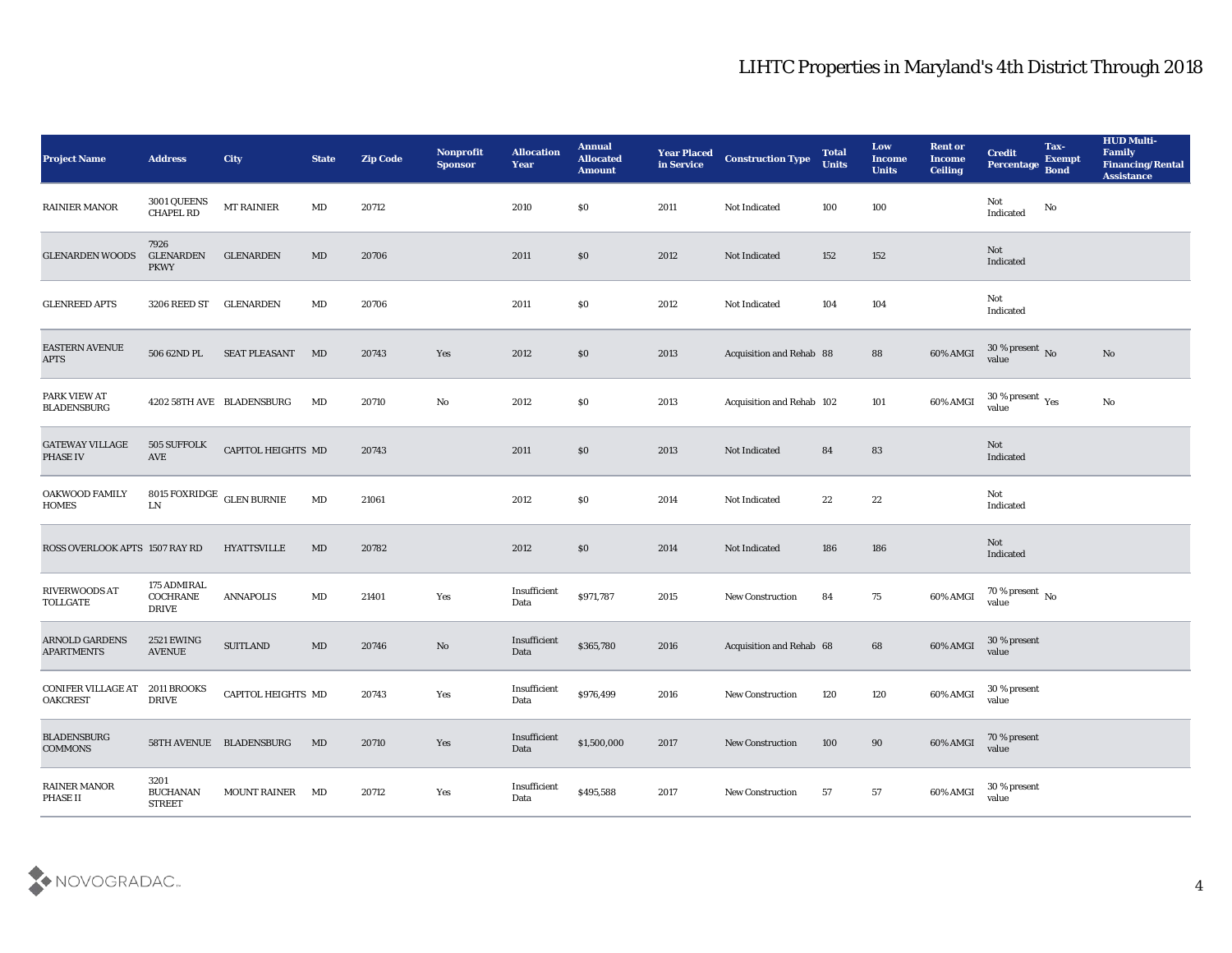# LIHTC Properties in Maryland's 4th District Through 2018

| Project Name | Address | City | State | Zip Code | Nonprofit Sponsor | Allocation Year | Annual Allocated Amount | Year Placed in Service | Construction Type | Total Units | Low Income Units | Rent or Income Ceiling | Credit Percentage | Tax-Exempt Bond | HUD Multi-Family Financing/Rental Assistance |
|---|---|---|---|---|---|---|---|---|---|---|---|---|---|---|---|
| RAINIER MANOR | 3001 QUEENS CHAPEL RD | MT RAINIER | MD | 20712 | | 2010 | $0 | 2011 | Not Indicated | 100 | 100 | | Not Indicated | No | |
| GLENARDEN WOODS | 7926 GLENARDEN PKWY | GLENARDEN | MD | 20706 | | 2011 | $0 | 2012 | Not Indicated | 152 | 152 | | Not Indicated | | |
| GLENREED APTS | 3206 REED ST | GLENARDEN | MD | 20706 | | 2011 | $0 | 2012 | Not Indicated | 104 | 104 | | Not Indicated | | |
| EASTERN AVENUE APTS | 506 62ND PL | SEAT PLEASANT | MD | 20743 | Yes | 2012 | $0 | 2013 | Acquisition and Rehab | 88 | 88 | 60% AMGI | 30 % present value | No | No |
| PARK VIEW AT BLADENSBURG | 4202 58TH AVE | BLADENSBURG | MD | 20710 | No | 2012 | $0 | 2013 | Acquisition and Rehab | 102 | 101 | 60% AMGI | 30 % present value | Yes | No |
| GATEWAY VILLAGE PHASE IV | 505 SUFFOLK AVE | CAPITOL HEIGHTS | MD | 20743 | | 2011 | $0 | 2013 | Not Indicated | 84 | 83 | | Not Indicated | | |
| OAKWOOD FAMILY HOMES | 8015 FOXRIDGE LN | GLEN BURNIE | MD | 21061 | | 2012 | $0 | 2014 | Not Indicated | 22 | 22 | | Not Indicated | | |
| ROSS OVERLOOK APTS | 1507 RAY RD | HYATTSVILLE | MD | 20782 | | 2012 | $0 | 2014 | Not Indicated | 186 | 186 | | Not Indicated | | |
| RIVERWOODS AT TOLLGATE | 175 ADMIRAL COCHRANE DRIVE | ANNAPOLIS | MD | 21401 | Yes | Insufficient Data | $971,787 | 2015 | New Construction | 84 | 75 | 60% AMGI | 70 % present value | No | |
| ARNOLD GARDENS APARTMENTS | 2521 EWING AVENUE | SUITLAND | MD | 20746 | No | Insufficient Data | $365,780 | 2016 | Acquisition and Rehab | 68 | 68 | 60% AMGI | 30 % present value | | |
| CONIFER VILLAGE AT OAKCREST | 2011 BROOKS DRIVE | CAPITOL HEIGHTS | MD | 20743 | Yes | Insufficient Data | $976,499 | 2016 | New Construction | 120 | 120 | 60% AMGI | 30 % present value | | |
| BLADENSBURG COMMONS | 58TH AVENUE | BLADENSBURG | MD | 20710 | Yes | Insufficient Data | $1,500,000 | 2017 | New Construction | 100 | 90 | 60% AMGI | 70 % present value | | |
| RAINER MANOR PHASE II | 3201 BUCHANAN STREET | MOUNT RAINER | MD | 20712 | Yes | Insufficient Data | $495,588 | 2017 | New Construction | 57 | 57 | 60% AMGI | 30 % present value | | |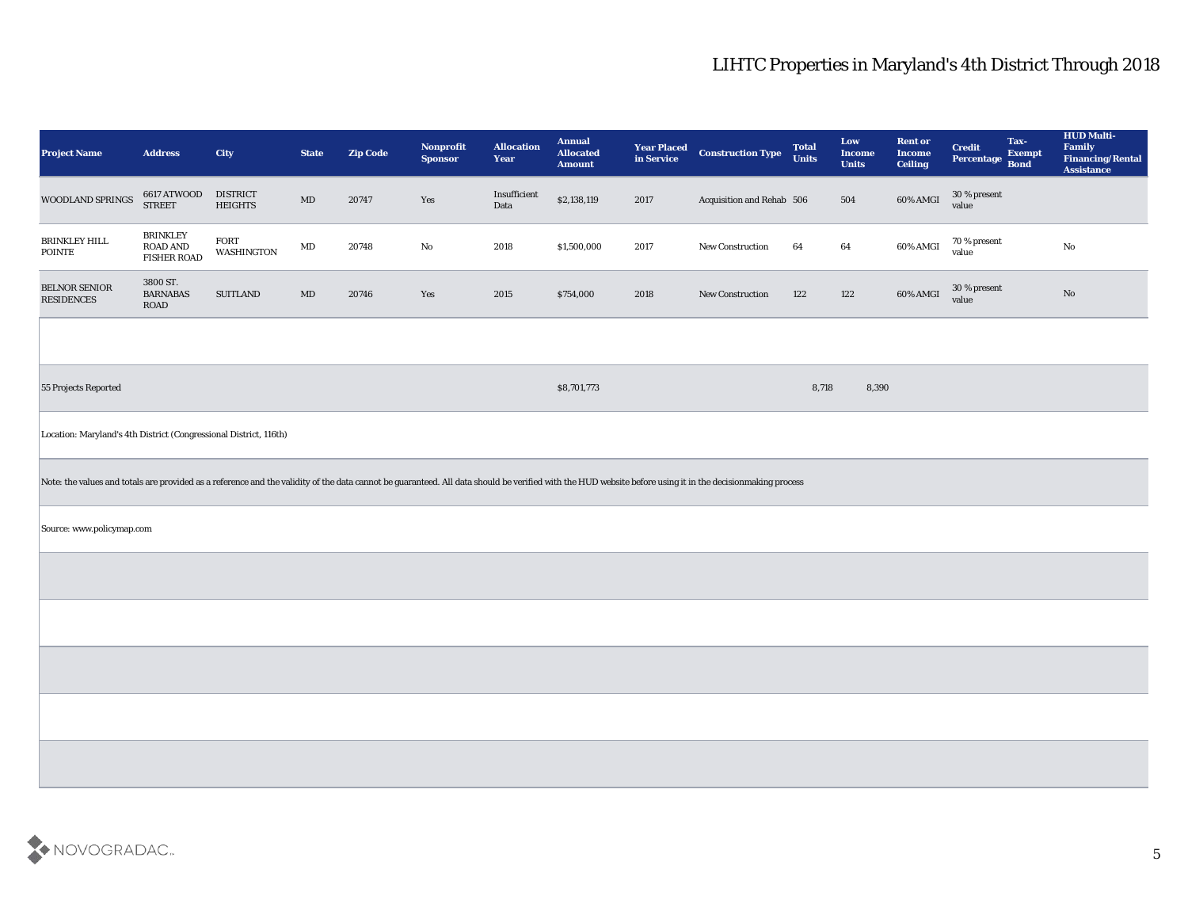# LIHTC Properties in Maryland's 4th District Through 2018

| Project Name | Address | City | State | Zip Code | Nonprofit Sponsor | Allocation Year | Annual Allocated Amount | Year Placed in Service | Construction Type | Total Units | Low Income Units | Rent or Income Ceiling | Credit Percentage | Tax-Exempt Bond | HUD Multi-Family Financing/Rental Assistance |
|---|---|---|---|---|---|---|---|---|---|---|---|---|---|---|---|
| WOODLAND SPRINGS | 6617 ATWOOD STREET | DISTRICT HEIGHTS | MD | 20747 | Yes | Insufficient Data | $2,138,119 | 2017 | Acquisition and Rehab | 506 | 504 | 60% AMGI | 30 % present value | | |
| BRINKLEY HILL POINTE | BRINKLEY ROAD AND FISHER ROAD | FORT WASHINGTON | MD | 20748 | No | 2018 | $1,500,000 | 2017 | New Construction | 64 | 64 | 60% AMGI | 70 % present value | | No |
| BELNOR SENIOR RESIDENCES | 3800 ST. BARNABAS ROAD | SUITLAND | MD | 20746 | Yes | 2015 | $754,000 | 2018 | New Construction | 122 | 122 | 60% AMGI | 30 % present value | | No |
| | | | | | | | | | | | | | | | |
| 55 Projects Reported | | | | | | | $8,701,773 | | | 8,718 | 8,390 | | | | |

Location: Maryland's 4th District (Congressional District, 116th)

Note: the values and totals are provided as a reference and the validity of the data cannot be guaranteed. All data should be verified with the HUD website before using it in the decisionmaking process

Source: www.policymap.com